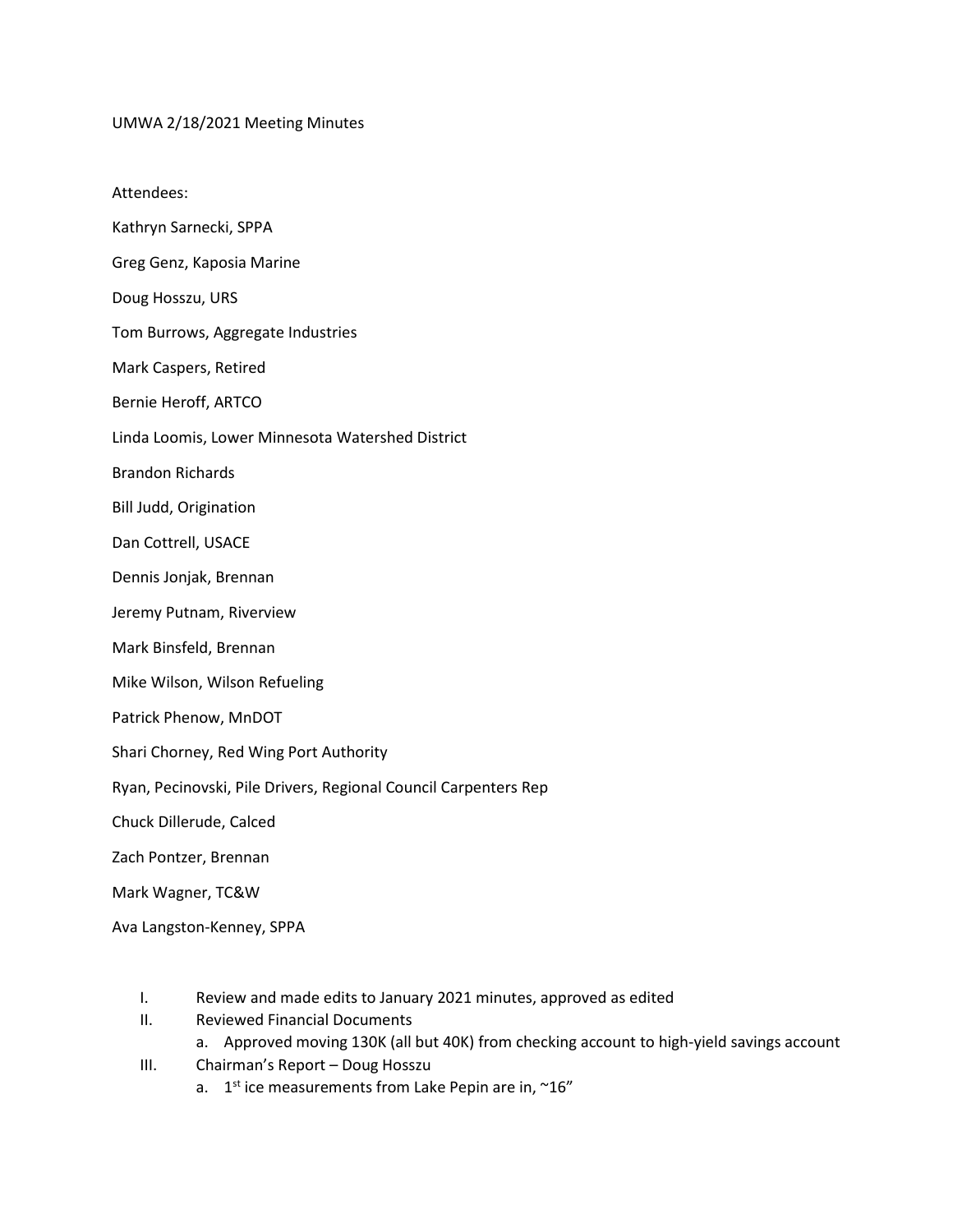UMWA 2/18/2021 Meeting Minutes

Attendees:

Kathryn Sarnecki, SPPA

Greg Genz, Kaposia Marine

Doug Hosszu, URS

Tom Burrows, Aggregate Industries

Mark Caspers, Retired

Bernie Heroff, ARTCO

Linda Loomis, Lower Minnesota Watershed District

Brandon Richards

Bill Judd, Origination

Dan Cottrell, USACE

Dennis Jonjak, Brennan

Jeremy Putnam, Riverview

Mark Binsfeld, Brennan

Mike Wilson, Wilson Refueling

Patrick Phenow, MnDOT

Shari Chorney, Red Wing Port Authority

Ryan, Pecinovski, Pile Drivers, Regional Council Carpenters Rep

Chuck Dillerude, Calced

Zach Pontzer, Brennan

Mark Wagner, TC&W

Ava Langston-Kenney, SPPA

I. Review and made edits to January 2021 minutes, approved as edited

II. Reviewed Financial Documents
   a. Approved moving 130K (all but 40K) from checking account to high-yield savings account

III. Chairman's Report – Doug Hosszu
   a. 1st ice measurements from Lake Pepin are in, ~16"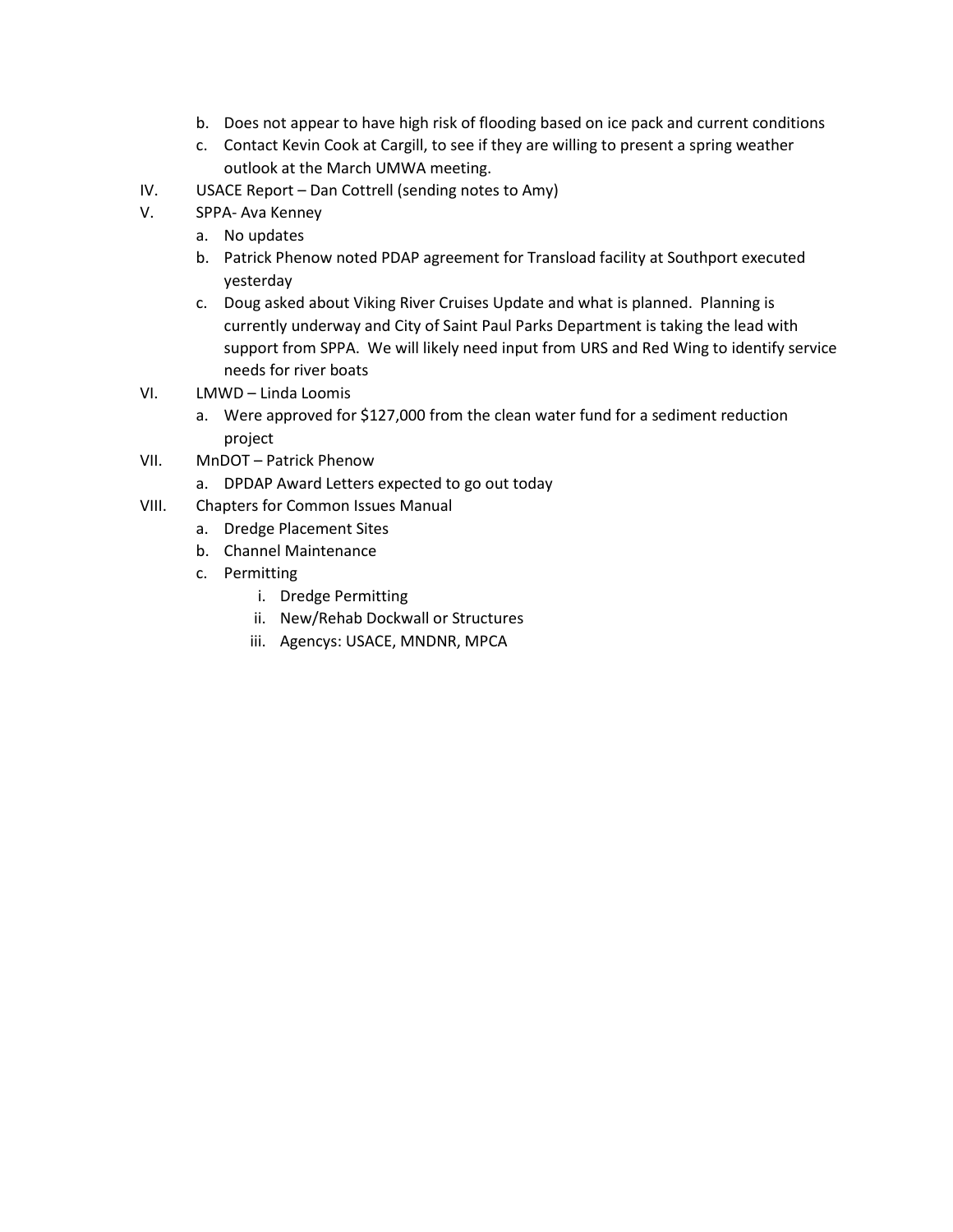b. Does not appear to have high risk of flooding based on ice pack and current conditions
c. Contact Kevin Cook at Cargill, to see if they are willing to present a spring weather outlook at the March UMWA meeting.

IV. USACE Report – Dan Cottrell (sending notes to Amy)

V. SPPA- Ava Kenney
   a. No updates
   b. Patrick Phenow noted PDAP agreement for Transload facility at Southport executed yesterday
   c. Doug asked about Viking River Cruises Update and what is planned. Planning is currently underway and City of Saint Paul Parks Department is taking the lead with support from SPPA. We will likely need input from URS and Red Wing to identify service needs for river boats

VI. LMWD – Linda Loomis
   a. Were approved for $127,000 from the clean water fund for a sediment reduction project

VII. MnDOT – Patrick Phenow
   a. DPDAP Award Letters expected to go out today

VIII. Chapters for Common Issues Manual
   a. Dredge Placement Sites
   b. Channel Maintenance
   c. Permitting
      i. Dredge Permitting
      ii. New/Rehab Dockwall or Structures
      iii. Agencys: USACE, MNDNR, MPCA